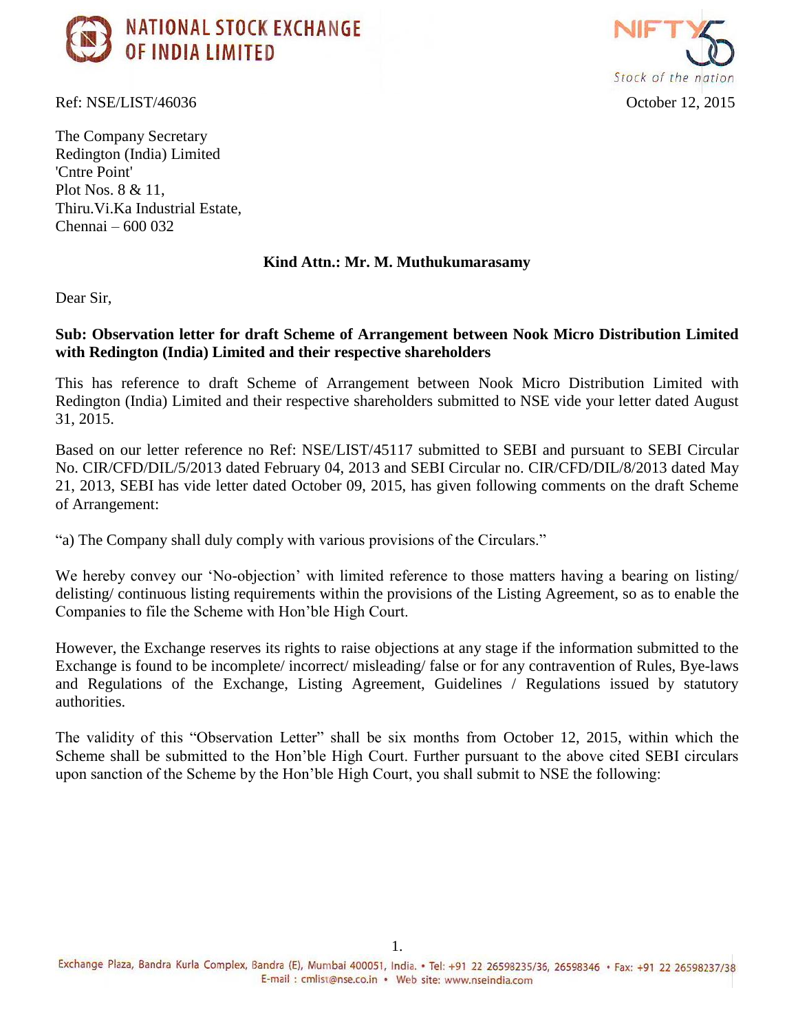NATIONAL STOCK EXCHANGE OF INDIA LIMITED

Ref: NSE/LIST/46036

October 12, 2015

The Company Secretary
Redington (India) Limited
'Cntre Point'
Plot Nos. 8 & 11,
Thiru.Vi.Ka Industrial Estate,
Chennai – 600 032

**Kind Attn.: Mr. M. Muthukumarasamy**

Dear Sir,

**Sub: Observation letter for draft Scheme of Arrangement between Nook Micro Distribution Limited with Redington (India) Limited and their respective shareholders**

This has reference to draft Scheme of Arrangement between Nook Micro Distribution Limited with Redington (India) Limited and their respective shareholders submitted to NSE vide your letter dated August 31, 2015.

Based on our letter reference no Ref: NSE/LIST/45117 submitted to SEBI and pursuant to SEBI Circular No. CIR/CFD/DIL/5/2013 dated February 04, 2013 and SEBI Circular no. CIR/CFD/DIL/8/2013 dated May 21, 2013, SEBI has vide letter dated October 09, 2015, has given following comments on the draft Scheme of Arrangement:

"a) The Company shall duly comply with various provisions of the Circulars."

We hereby convey our 'No-objection' with limited reference to those matters having a bearing on listing/ delisting/ continuous listing requirements within the provisions of the Listing Agreement, so as to enable the Companies to file the Scheme with Hon'ble High Court.

However, the Exchange reserves its rights to raise objections at any stage if the information submitted to the Exchange is found to be incomplete/ incorrect/ misleading/ false or for any contravention of Rules, Bye-laws and Regulations of the Exchange, Listing Agreement, Guidelines / Regulations issued by statutory authorities.

The validity of this "Observation Letter" shall be six months from October 12, 2015, within which the Scheme shall be submitted to the Hon'ble High Court. Further pursuant to the above cited SEBI circulars upon sanction of the Scheme by the Hon'ble High Court, you shall submit to NSE the following: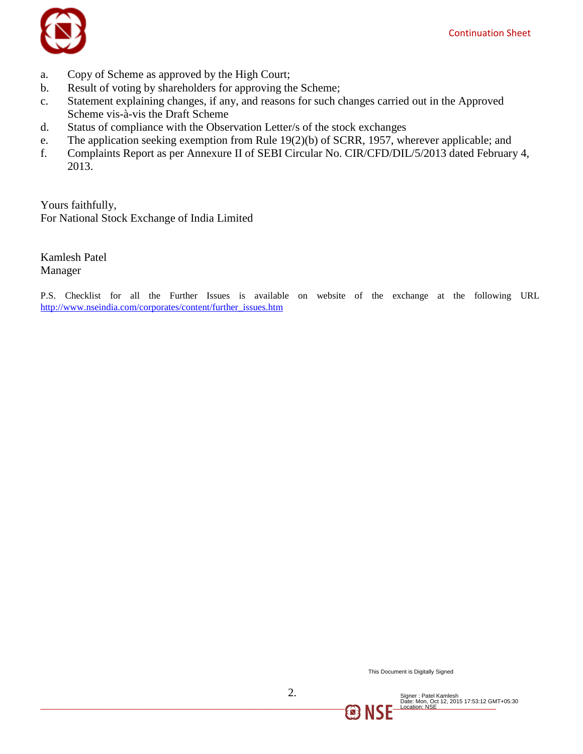a. Copy of Scheme as approved by the High Court;
b. Result of voting by shareholders for approving the Scheme;
c. Statement explaining changes, if any, and reasons for such changes carried out in the Approved Scheme vis-à-vis the Draft Scheme
d. Status of compliance with the Observation Letter/s of the stock exchanges
e. The application seeking exemption from Rule 19(2)(b) of SCRR, 1957, wherever applicable; and
f. Complaints Report as per Annexure II of SEBI Circular No. CIR/CFD/DIL/5/2013 dated February 4, 2013.

Yours faithfully,
For National Stock Exchange of India Limited

Kamlesh Patel
Manager

P.S. Checklist for all the Further Issues is available on website of the exchange at the following URL http://www.nseindia.com/corporates/content/further_issues.htm

This Document is Digitally Signed

Signer : Patel Kamlesh
Date: Mon, Oct 12, 2015 17:53:12 GMT+05:30
Location: NSE